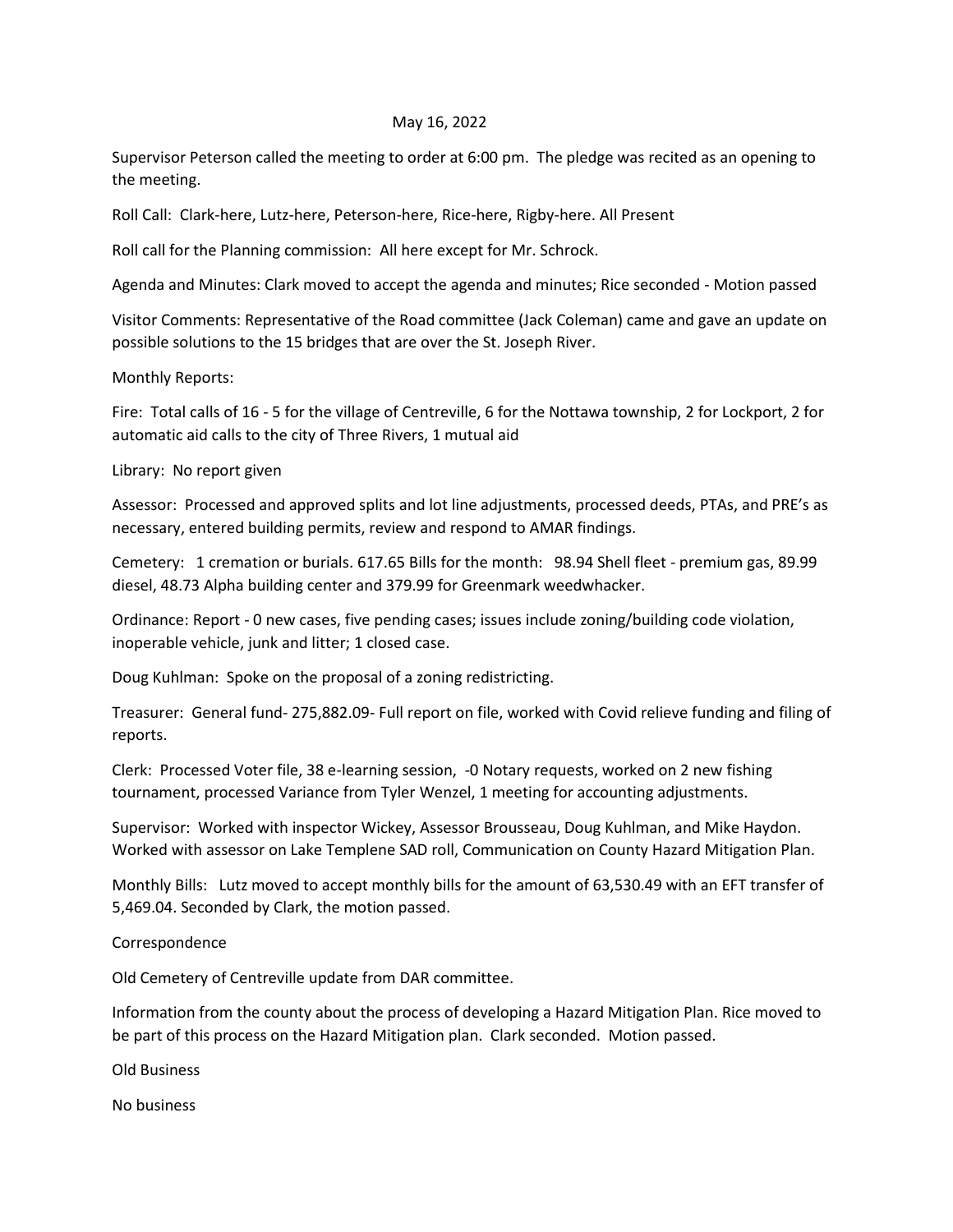May 16, 2022

Supervisor Peterson called the meeting to order at 6:00 pm. The pledge was recited as an opening to the meeting.

Roll Call: Clark-here, Lutz-here, Peterson-here, Rice-here, Rigby-here. All Present

Roll call for the Planning commission: All here except for Mr. Schrock.

Agenda and Minutes: Clark moved to accept the agenda and minutes; Rice seconded - Motion passed

Visitor Comments: Representative of the Road committee (Jack Coleman) came and gave an update on possible solutions to the 15 bridges that are over the St. Joseph River.

Monthly Reports:

Fire: Total calls of 16 - 5 for the village of Centreville, 6 for the Nottawa township, 2 for Lockport, 2 for automatic aid calls to the city of Three Rivers, 1 mutual aid

Library: No report given

Assessor: Processed and approved splits and lot line adjustments, processed deeds, PTAs, and PRE's as necessary, entered building permits, review and respond to AMAR findings.

Cemetery: 1 cremation or burials. 617.65 Bills for the month: 98.94 Shell fleet - premium gas, 89.99 diesel, 48.73 Alpha building center and 379.99 for Greenmark weedwhacker.

Ordinance: Report - 0 new cases, five pending cases; issues include zoning/building code violation, inoperable vehicle, junk and litter; 1 closed case.

Doug Kuhlman: Spoke on the proposal of a zoning redistricting.

Treasurer: General fund- 275,882.09- Full report on file, worked with Covid relieve funding and filing of reports.

Clerk: Processed Voter file, 38 e-learning session, -0 Notary requests, worked on 2 new fishing tournament, processed Variance from Tyler Wenzel, 1 meeting for accounting adjustments.

Supervisor: Worked with inspector Wickey, Assessor Brousseau, Doug Kuhlman, and Mike Haydon. Worked with assessor on Lake Templene SAD roll, Communication on County Hazard Mitigation Plan.

Monthly Bills: Lutz moved to accept monthly bills for the amount of 63,530.49 with an EFT transfer of 5,469.04. Seconded by Clark, the motion passed.

Correspondence

Old Cemetery of Centreville update from DAR committee.

Information from the county about the process of developing a Hazard Mitigation Plan. Rice moved to be part of this process on the Hazard Mitigation plan. Clark seconded. Motion passed.

Old Business

No business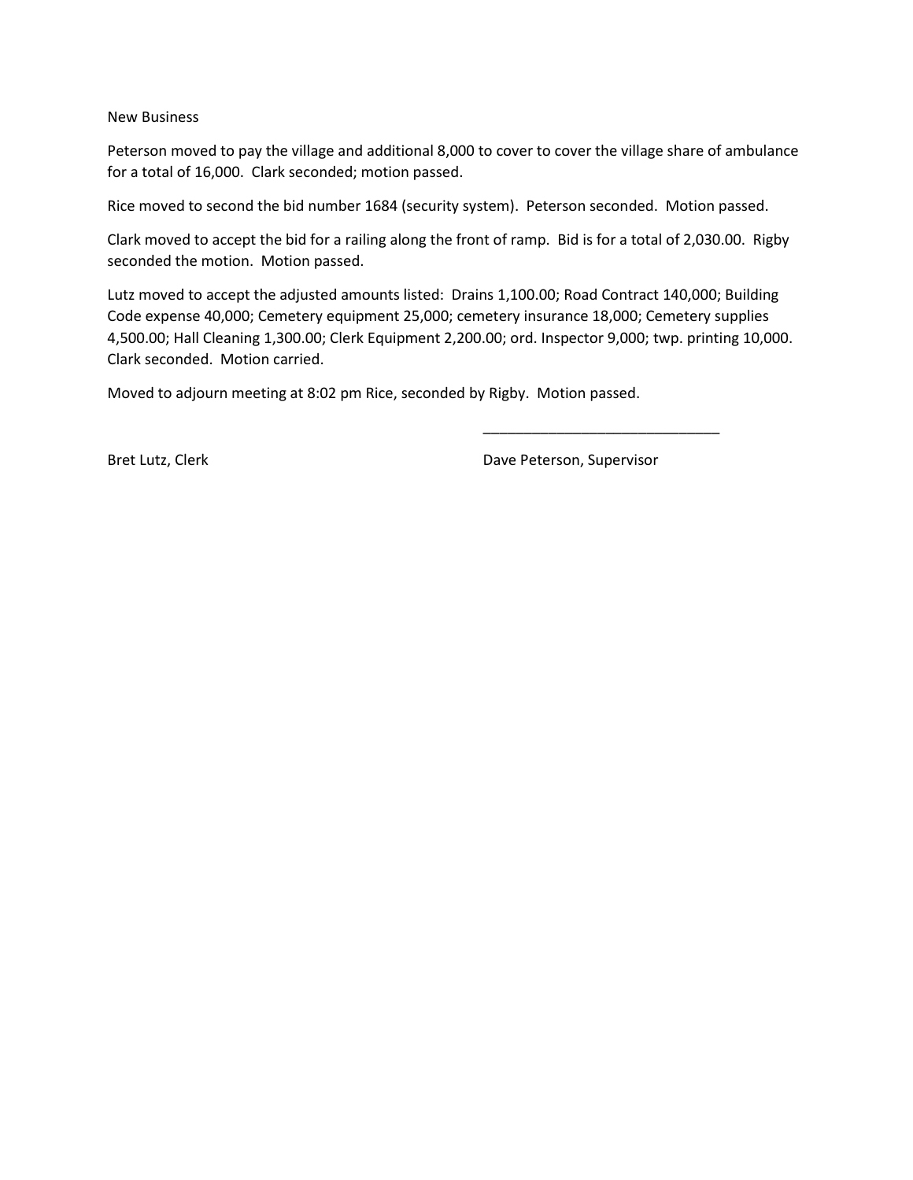New Business

Peterson moved to pay the village and additional 8,000 to cover to cover the village share of ambulance for a total of 16,000. Clark seconded; motion passed.

Rice moved to second the bid number 1684 (security system). Peterson seconded. Motion passed.

Clark moved to accept the bid for a railing along the front of ramp. Bid is for a total of 2,030.00. Rigby seconded the motion. Motion passed.

Lutz moved to accept the adjusted amounts listed: Drains 1,100.00; Road Contract 140,000; Building Code expense 40,000; Cemetery equipment 25,000; cemetery insurance 18,000; Cemetery supplies 4,500.00; Hall Cleaning 1,300.00; Clerk Equipment 2,200.00; ord. Inspector 9,000; twp. printing 10,000. Clark seconded. Motion carried.

Moved to adjourn meeting at 8:02 pm Rice, seconded by Rigby. Motion passed.

_____________________________

Bret Lutz, Clerk

Dave Peterson, Supervisor